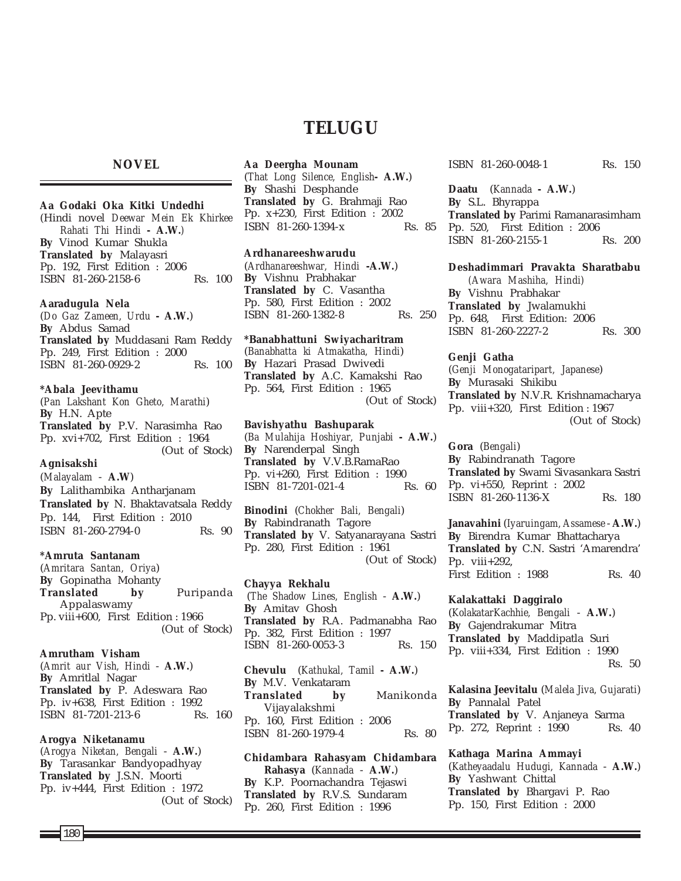# TELUGU

## NOVEL

**Aa Godaki Oka Kitki Undedhi**
(Hindi novel *Deewar Mein Ek Khirkee Rahati Thi Hindi* **- A.W.**)
**By** Vinod Kumar Shukla
**Translated by** Malayasri
Pp. 192, First Edition : 2006
ISBN 81-260-2158-6 Rs. 100

**Aaradugula Nela**
(*Do Gaz Zameen, Urdu* **- A.W.**)
**By** Abdus Samad
**Translated by** Muddasani Ram Reddy
Pp. 249, First Edition : 2000
ISBN 81-260-0929-2 Rs. 100

**\*Abala Jeevithamu**
(*Pan Lakshant Kon Gheto, Marathi*)
**By** H.N. Apte
**Translated by** P.V. Narasimha Rao
Pp. xvi+702, First Edition : 1964
(Out of Stock)

**Agnisakshi**
(*Malayalam* - **A.W**)
**By** Lalithambika Antharjanam
**Translated by** N. Bhaktavatsala Reddy
Pp. 144, First Edition : 2010
ISBN 81-260-2794-0 Rs. 90

**\*Amruta Santanam**
(*Amritara Santan, Oriya*)
**By** Gopinatha Mohanty
**Translated by** Puripanda Appalaswamy
Pp. viii+600, First Edition : 1966
(Out of Stock)

**Amrutham Visham**
(*Amrit aur Vish, Hindi* - **A.W.**)
**By** Amritlal Nagar
**Translated by** P. Adeswara Rao
Pp. iv+638, First Edition : 1992
ISBN 81-7201-213-6 Rs. 160

**Arogya Niketanamu**
(*Arogya Niketan, Bengali* - **A.W.**)
**By** Tarasankar Bandyopadhyay
**Translated by** J.S.N. Moorti
Pp. iv+444, First Edition : 1972
(Out of Stock)

**Aa Deergha Mounam**
(*That Long Silence, English***- A.W.**)
**By** Shashi Desphande
**Translated by** G. Brahmaji Rao
Pp. x+230, First Edition : 2002
ISBN 81-260-1394-x Rs. 85

**Ardhanareeshwarudu**
(*Ardhanareeshwar, Hindi* **-A.W.**)
**By** Vishnu Prabhakar
**Translated by** C. Vasantha
Pp. 580, First Edition : 2002
ISBN 81-260-1382-8 Rs. 250

**\*Banabhattuni Swiyacharitram**
(*Banabhatta ki Atmakatha, Hindi*)
**By** Hazari Prasad Dwivedi
**Translated by** A.C. Kamakshi Rao
Pp. 564, First Edition : 1965
(Out of Stock)

**Bavishyathu Bashuparak**
(*Ba Mulahija Hoshiyar, Punjabi* **- A.W.**)
**By** Narenderpal Singh
**Translated by** V.V.B.RamaRao
Pp. vi+260, First Edition : 1990
ISBN 81-7201-021-4 Rs. 60

**Binodini** (*Chokher Bali, Bengali*)
**By** Rabindranath Tagore
**Translated by** V. Satyanarayana Sastri
Pp. 280, First Edition : 1961
(Out of Stock)

**Chayya Rekhalu**
(*The Shadow Lines, English* - **A.W.**)
**By** Amitav Ghosh
**Translated by** R.A. Padmanabha Rao
Pp. 382, First Edition : 1997
ISBN 81-260-0053-3 Rs. 150

**Chevulu** (*Kathukal, Tamil* **- A.W.**)
**By** M.V. Venkataram
**Translated by** Manikonda Vijayalakshmi
Pp. 160, First Edition : 2006
ISBN 81-260-1979-4 Rs. 80

**Chidambara Rahasyam Chidambara Rahasya** (*Kannada* - **A.W.**)
**By** K.P. Poornachandra Tejaswi
**Translated by** R.V.S. Sundaram
Pp. 260, First Edition : 1996
ISBN 81-260-0048-1 Rs. 150

**Daatu** (*Kannada* **- A.W.**)
**By** S.L. Bhyrappa
**Translated by** Parimi Ramanarasimham
Pp. 520, First Edition : 2006
ISBN 81-260-2155-1 Rs. 200

**Deshadimmari Pravakta Sharatbabu**
(*Awara Mashiha, Hindi*)
**By** Vishnu Prabhakar
**Translated by** Jwalamukhi
Pp. 648, First Edition: 2006
ISBN 81-260-2227-2 Rs. 300

**Genji Gatha**
(*Genji Monogataripart, Japanese*)
**By** Murasaki Shikibu
**Translated by** N.V.R. Krishnamacharya
Pp. viii+320, First Edition : 1967
(Out of Stock)

**Gora** (*Bengali*)
**By** Rabindranath Tagore
**Translated by** Swami Sivasankara Sastri
Pp. vi+550, Reprint : 2002
ISBN 81-260-1136-X Rs. 180

**Janavahini** (*Iyaruingam, Assamese* **- A.W.**)
**By** Birendra Kumar Bhattacharya
**Translated by** C.N. Sastri 'Amarendra'
Pp. viii+292,
First Edition : 1988 Rs. 40

**Kalakattaki Daggiralo**
(*KolakatarKachhie, Bengali* - **A.W.**)
**By** Gajendrakumar Mitra
**Translated by** Maddipatla Suri
Pp. viii+334, First Edition : 1990
Rs. 50

**Kalasina Jeevitalu** (*Malela Jiva, Gujarati*)
**By** Pannalal Patel
**Translated by** V. Anjaneya Sarma
Pp. 272, Reprint : 1990 Rs. 40

**Kathaga Marina Ammayi**
(*Katheyaadalu Hudugi, Kannada* - **A.W.**)
**By** Yashwant Chittal
**Translated by** Bhargavi P. Rao
Pp. 150, First Edition : 2000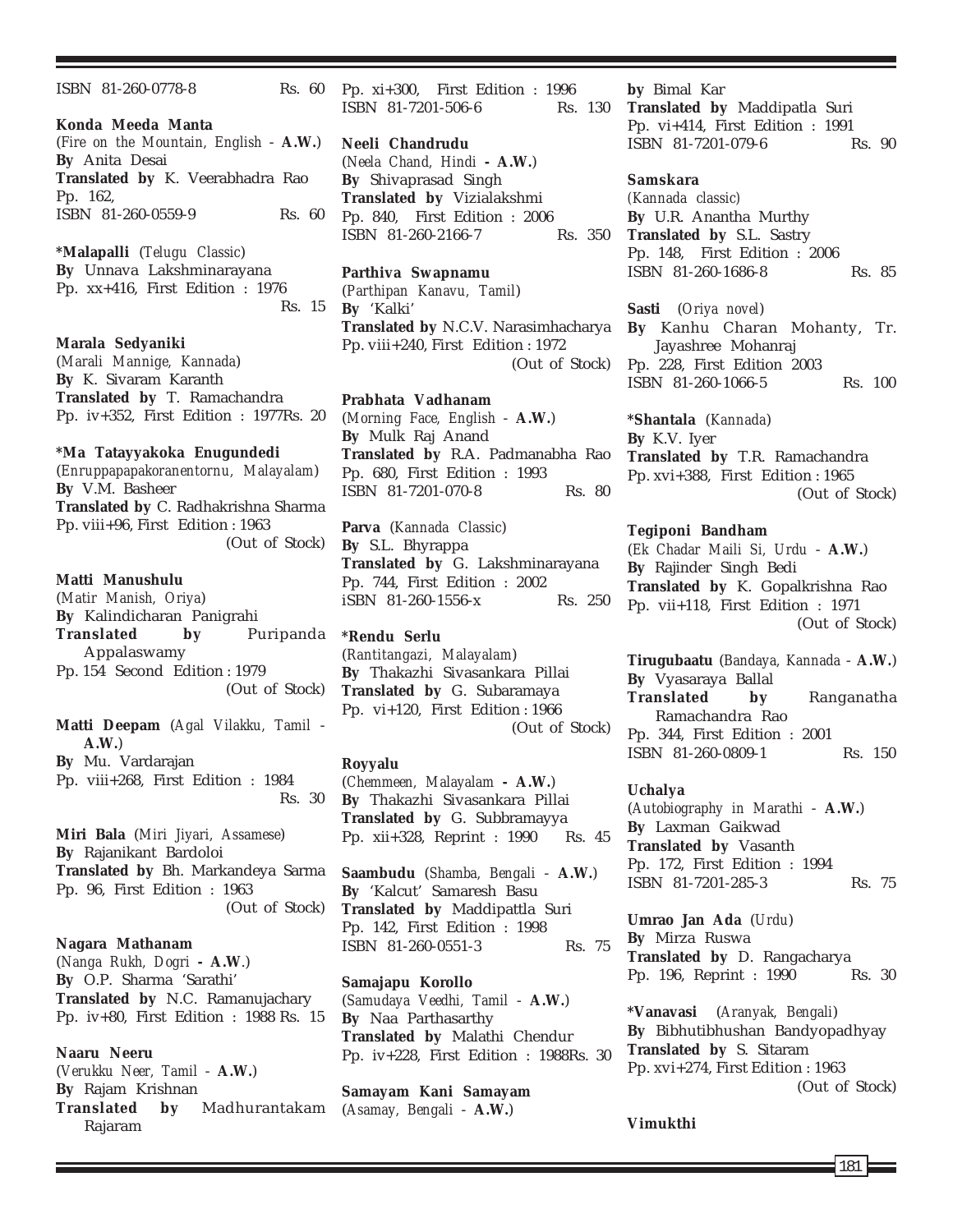ISBN 81-260-0778-8 Rs. 60

**Konda Meeda Manta**
(*Fire on the Mountain, English* - **A.W.**)
**By** Anita Desai
**Translated by** K. Veerabhadra Rao
Pp. 162,
ISBN 81-260-0559-9 Rs. 60

***Malapalli** (*Telugu Classic*)
**By** Unnava Lakshminarayana
Pp. xx+416, First Edition : 1976
Rs. 15

**Marala Sedyaniki**
(*Marali Mannige, Kannada*)
**By** K. Sivaram Karanth
**Translated by** T. Ramachandra
Pp. iv+352, First Edition : 1977Rs. 20

***Ma Tatayyakoka Enugundedi**
(*Enruppapapakoranentornu, Malayalam*)
**By** V.M. Basheer
**Translated by** C. Radhakrishna Sharma
Pp. viii+96, First Edition : 1963
(Out of Stock)

**Matti Manushulu**
(*Matir Manish, Oriya*)
**By** Kalindicharan Panigrahi
**Translated by** Puripanda Appalaswamy
Pp. 154 Second Edition : 1979
(Out of Stock)

**Matti Deepam** (*Agal Vilakku, Tamil* - **A.W.**)
**By** Mu. Vardarajan
Pp. viii+268, First Edition : 1984
Rs. 30

**Miri Bala** (*Miri Jiyari, Assamese*)
**By** Rajanikant Bardoloi
**Translated by** Bh. Markandeya Sarma
Pp. 96, First Edition : 1963
(Out of Stock)

**Nagara Mathanam**
(*Nanga Rukh, Dogri* **- A.W.**)
**By** O.P. Sharma 'Sarathi'
**Translated by** N.C. Ramanujachary
Pp. iv+80, First Edition : 1988 Rs. 15

**Naaru Neeru**
(*Verukku Neer, Tamil* - **A.W.**)
**By** Rajam Krishnan
**Translated by** Madhurantakam Rajaram
Pp. xi+300, First Edition : 1996
ISBN 81-7201-506-6 Rs. 130

**Neeli Chandrudu**
(*Neela Chand, Hindi* **- A.W.**)
**By** Shivaprasad Singh
**Translated by** Vizialakshmi
Pp. 840, First Edition : 2006
ISBN 81-260-2166-7 Rs. 350

**Parthiva Swapnamu**
(*Parthipan Kanavu, Tamil*)
**By** 'Kalki'
**Translated by** N.C.V. Narasimhacharya
Pp. viii+240, First Edition : 1972
(Out of Stock)

**Prabhata Vadhanam**
(*Morning Face, English* - **A.W.**)
**By** Mulk Raj Anand
**Translated by** R.A. Padmanabha Rao
Pp. 680, First Edition : 1993
ISBN 81-7201-070-8 Rs. 80

**Parva** (*Kannada Classic*)
**By** S.L. Bhyrappa
**Translated by** G. Lakshminarayana
Pp. 744, First Edition : 2002
iSBN 81-260-1556-x Rs. 250

***Rendu Serlu**
(*Rantitangazi, Malayalam*)
**By** Thakazhi Sivasankara Pillai
**Translated by** G. Subaramaya
Pp. vi+120, First Edition : 1966
(Out of Stock)

**Royyalu**
(*Chemmeen, Malayalam* **- A.W.**)
**By** Thakazhi Sivasankara Pillai
**Translated by** G. Subbramayya
Pp. xii+328, Reprint : 1990 Rs. 45

**Saambudu** (*Shamba, Bengali* - **A.W.**)
**By** 'Kalcut' Samaresh Basu
**Translated by** Maddipattla Suri
Pp. 142, First Edition : 1998
ISBN 81-260-0551-3 Rs. 75

**Samajapu Korollo**
(*Samudaya Veedhi, Tamil* - **A.W.**)
**By** Naa Parthasarthy
**Translated by** Malathi Chendur
Pp. iv+228, First Edition : 1988Rs. 30

**Samayam Kani Samayam**
(*Asamay, Bengali* - **A.W.**)
**by** Bimal Kar
**Translated by** Maddipatla Suri
Pp. vi+414, First Edition : 1991
ISBN 81-7201-079-6 Rs. 90

**Samskara**
(*Kannada classic*)
**By** U.R. Anantha Murthy
**Translated by** S.L. Sastry
Pp. 148, First Edition : 2006
ISBN 81-260-1686-8 Rs. 85

**Sasti** (*Oriya novel*)
**By** Kanhu Charan Mohanty, Tr. Jayashree Mohanraj
Pp. 228, First Edition 2003
ISBN 81-260-1066-5 Rs. 100

***Shantala** (*Kannada*)
**By** K.V. Iyer
**Translated by** T.R. Ramachandra
Pp. xvi+388, First Edition : 1965
(Out of Stock)

**Tegiponi Bandham**
(*Ek Chadar Maili Si, Urdu* - **A.W.**)
**By** Rajinder Singh Bedi
**Translated by** K. Gopalkrishna Rao
Pp. vii+118, First Edition : 1971
(Out of Stock)

**Tirugubaatu** (*Bandaya, Kannada* - **A.W.**)
**By** Vyasaraya Ballal
**Translated by** Ranganatha Ramachandra Rao
Pp. 344, First Edition : 2001
ISBN 81-260-0809-1 Rs. 150

**Uchalya**
(*Autobiography in Marathi* - **A.W.**)
**By** Laxman Gaikwad
**Translated by** Vasanth
Pp. 172, First Edition : 1994
ISBN 81-7201-285-3 Rs. 75

**Umrao Jan Ada** (*Urdu*)
**By** Mirza Ruswa
**Translated by** D. Rangacharya
Pp. 196, Reprint : 1990 Rs. 30

***Vanavasi** (*Aranyak, Bengali*)
**By** Bibhutibhushan Bandyopadhyay
**Translated by** S. Sitaram
Pp. xvi+274, First Edition : 1963
(Out of Stock)

**Vimukthi**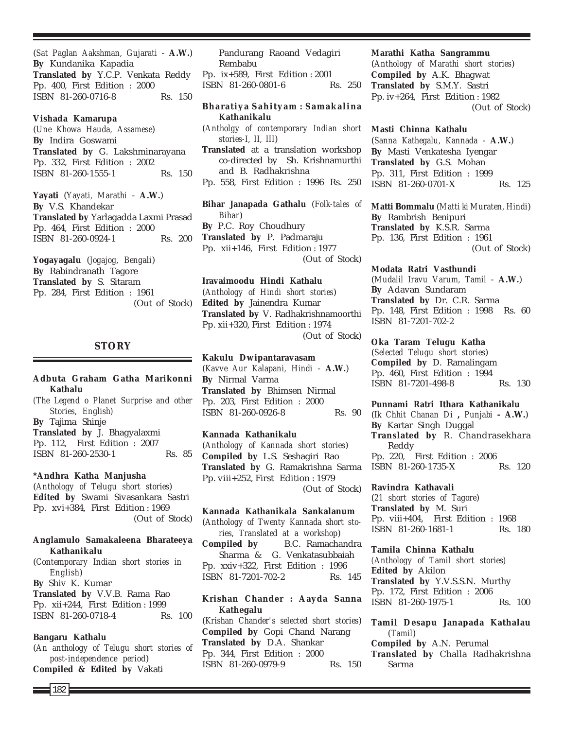(*Sat Paglan Aakshman, Gujarati* - **A.W.**)
**By** Kundanika Kapadia
**Translated by** Y.C.P. Venkata Reddy
Pp. 400, First Edition : 2000
ISBN 81-260-0716-8 Rs. 150

**Vishada Kamarupa**
(*Une Khowa Hauda, Assamese*)
**By** Indira Goswami
**Translated by** G. Lakshminarayana
Pp. 332, First Edition : 2002
ISBN 81-260-1555-1 Rs. 150

**Yayati** (*Yayati, Marathi* - **A.W.**)
**By** V.S. Khandekar
**Translated by** Yarlagadda Laxmi Prasad
Pp. 464, First Edition : 2000
ISBN 81-260-0924-1 Rs. 200

**Yogayagalu** (*Jogajog, Bengali*)
**By** Rabindranath Tagore
**Translated by** S. Sitaram
Pp. 284, First Edition : 1961
(Out of Stock)

## STORY

**Adbuta Graham Gatha Marikonni Kathalu**
(*The Legend o Planet Surprise and other Stories, English*)
**By** Tajima Shinje
**Translated by** J. Bhagyalaxmi
Pp. 112, First Edition : 2007
ISBN 81-260-2530-1 Rs. 85

**\*Andhra Katha Manjusha**
(*Anthology of Telugu short stories*)
**Edited by** Swami Sivasankara Sastri
Pp. xvi+384, First Edition : 1969
(Out of Stock)

**Anglamulo Samakaleena Bharateeya Kathanikalu**
(*Contemporary Indian short stories in English*)
**By** Shiv K. Kumar
**Translated by** V.V.B. Rama Rao
Pp. xii+244, First Edition : 1999
ISBN 81-260-0718-4 Rs. 100

**Bangaru Kathalu**
(*An anthology of Telugu short stories of post-independence period*)
**Compiled & Edited by** Vakati Pandurang Raoand Vedagiri Rembabu
Pp. ix+589, First Edition : 2001
ISBN 81-260-0801-6 Rs. 250

**Bharatiya Sahityam : Samakalina Kathanikalu**
(*Antholgy of contemporary Indian short stories-I, II, III*)
**Translated** at a translation workshop co-directed by Sh. Krishnamurthi and B. Radhakrishna
Pp. 558, First Edition : 1996 Rs. 250

**Bihar Janapada Gathalu** (*Folk-tales of Bihar*)
**By** P.C. Roy Choudhury
**Translated by** P. Padmaraju
Pp. xii+146, First Edition : 1977
(Out of Stock)

**Iravaimoodu Hindi Kathalu**
(*Anthology of Hindi short stories*)
**Edited by** Jainendra Kumar
**Translated by** V. Radhakrishnamoorthi
Pp. xii+320, First Edition : 1974
(Out of Stock)

**Kakulu Dwipantaravasam**
(*Kavve Aur Kalapani, Hindi* - **A.W.**)
**By** Nirmal Varma
**Translated by** Bhimsen Nirmal
Pp. 203, First Edition : 2000
ISBN 81-260-0926-8 Rs. 90

**Kannada Kathanikalu**
(*Anthology of Kannada short stories*)
**Compiled by** L.S. Seshagiri Rao
**Translated by** G. Ramakrishna Sarma
Pp. viii+252, First Edition : 1979
(Out of Stock)

**Kannada Kathanikala Sankalanum**
(*Anthology of Twenty Kannada short stories, Translated at a workshop*)
**Compiled by** B.C. Ramachandra Sharma & G. Venkatasubbaiah
Pp. xxiv+322, First Edition : 1996
ISBN 81-7201-702-2 Rs. 145

**Krishan Chander : Aayda Sanna Kathegalu**
(*Krishan Chander's selected short stories*)
**Compiled by** Gopi Chand Narang
**Translated by** D.A. Shankar
Pp. 344, First Edition : 2000
ISBN 81-260-0979-9 Rs. 150

**Marathi Katha Sangrammu**
(*Anthology of Marathi short stories*)
**Compiled by** A.K. Bhagwat
**Translated by** S.M.Y. Sastri
Pp. iv+264, First Edition : 1982
(Out of Stock)

**Masti Chinna Kathalu**
(*Sanna Kathegalu, Kannada* - **A.W.**)
**By** Masti Venkatesha Iyengar
**Translated by** G.S. Mohan
Pp. 311, First Edition : 1999
ISBN 81-260-0701-X Rs. 125

**Matti Bommalu** (*Matti ki Muraten, Hindi*)
**By** Rambrish Benipuri
**Translated by** K.S.R. Sarma
Pp. 136, First Edition : 1961
(Out of Stock)

**Modata Ratri Vasthundi**
(*Mudalil Iravu Varum, Tamil* - **A.W.**)
**By** Adavan Sundaram
**Translated by** Dr. C.R. Sarma
Pp. 148, First Edition : 1998 Rs. 60
ISBN 81-7201-702-2

**Oka Taram Telugu Katha**
(*Selected Telugu short stories*)
**Compiled by** D. Ramalingam
Pp. 460, First Edition : 1994
ISBN 81-7201-498-8 Rs. 130

**Punnami Ratri Ithara Kathanikalu**
(*Ik Chhit Chanan Di* , *Punjabi* **- A.W.**)
**By** Kartar Singh Duggal
**Translated by** R. Chandrasekhara Reddy
Pp. 220, First Edition : 2006
ISBN 81-260-1735-X Rs. 120

**Ravindra Kathavali**
(*21 short stories of Tagore*)
**Translated by** M. Suri
Pp. viii+404, First Edition : 1968
ISBN 81-260-1681-1 Rs. 180

**Tamila Chinna Kathalu**
(*Anthology of Tamil short stories*)
**Edited by** Akilon
**Translated by** Y.V.S.S.N. Murthy
Pp. 172, First Edition : 2006
ISBN 81-260-1975-1 Rs. 100

**Tamil Desapu Janapada Kathalau** (*Tamil*)
**Compiled by** A.N. Perumal
**Translated by** Challa Radhakrishna Sarma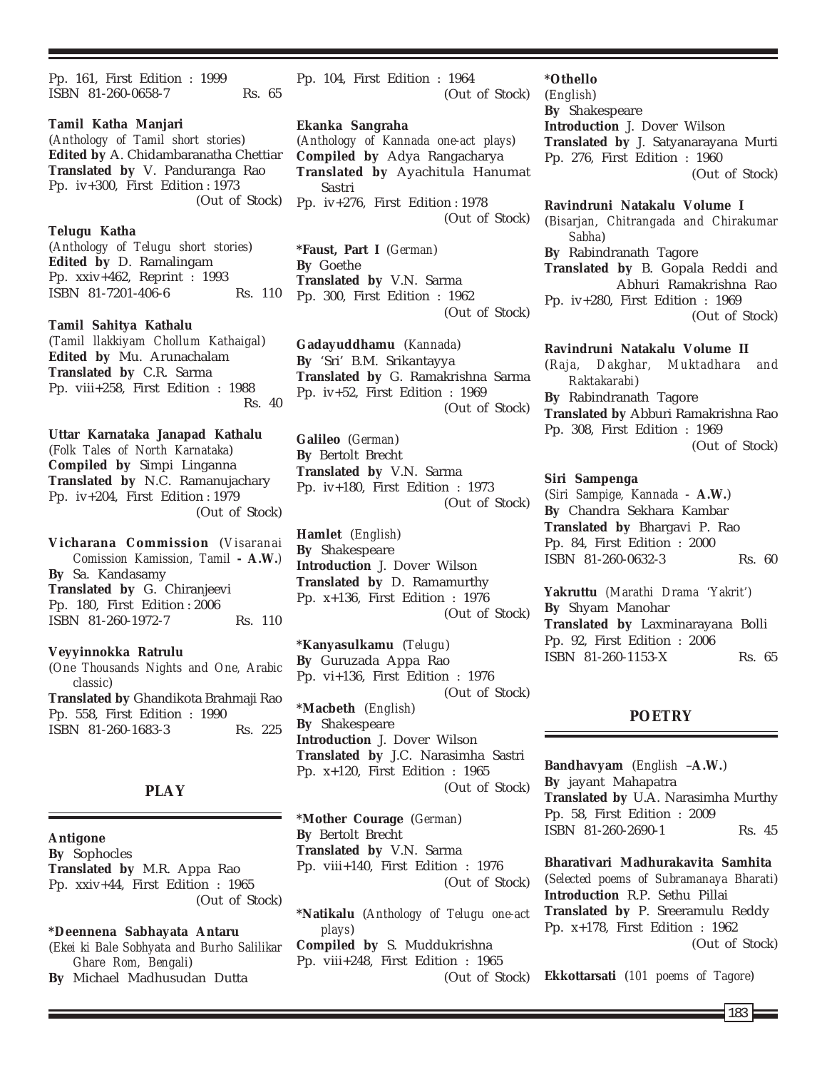Pp. 161, First Edition : 1999
ISBN 81-260-0658-7 Rs. 65

**Tamil Katha Manjari**
(*Anthology of Tamil short stories*)
**Edited by** A. Chidambaranatha Chettiar
**Translated by** V. Panduranga Rao
Pp. iv+300, First Edition : 1973
(Out of Stock)

**Telugu Katha**
(*Anthology of Telugu short stories*)
**Edited by** D. Ramalingam
Pp. xxiv+462, Reprint : 1993
ISBN 81-7201-406-6 Rs. 110

**Tamil Sahitya Kathalu**
(*Tamil llakkiyam Chollum Kathaigal*)
**Edited by** Mu. Arunachalam
**Translated by** C.R. Sarma
Pp. viii+258, First Edition : 1988
Rs. 40

**Uttar Karnataka Janapad Kathalu**
(*Folk Tales of North Karnataka*)
**Compiled by** Simpi Linganna
**Translated by** N.C. Ramanujachary
Pp. iv+204, First Edition : 1979
(Out of Stock)

**Vicharana Commission** (*Visaranai Comission Kamission, Tamil* - **A.W.**)
**By** Sa. Kandasamy
**Translated by** G. Chiranjeevi
Pp. 180, First Edition : 2006
ISBN 81-260-1972-7 Rs. 110

**Veyyinnokka Ratrulu**
(*One Thousands Nights and One, Arabic classic*)
**Translated by** Ghandikota Brahmaji Rao
Pp. 558, First Edition : 1990
ISBN 81-260-1683-3 Rs. 225

## PLAY

**Antigone**
**By** Sophocles
**Translated by** M.R. Appa Rao
Pp. xxiv+44, First Edition : 1965
(Out of Stock)

***Deennena Sabhayata Antaru**
(*Ekei ki Bale Sobhyata and Burho Salilikar Ghare Rom, Bengali*)
**By** Michael Madhusudan Dutta
Pp. 104, First Edition : 1964
(Out of Stock)

**Ekanka Sangraha**
(*Anthology of Kannada one-act plays*)
**Compiled by** Adya Rangacharya
**Translated by** Ayachitula Hanumat Sastri
Pp. iv+276, First Edition : 1978
(Out of Stock)

***Faust, Part I** (*German*)
**By** Goethe
**Translated by** V.N. Sarma
Pp. 300, First Edition : 1962
(Out of Stock)

**Gadayuddhamu** (*Kannada*)
**By** 'Sri' B.M. Srikantayya
**Translated by** G. Ramakrishna Sarma
Pp. iv+52, First Edition : 1969
(Out of Stock)

**Galileo** (*German*)
**By** Bertolt Brecht
**Translated by** V.N. Sarma
Pp. iv+180, First Edition : 1973
(Out of Stock)

**Hamlet** (*English*)
**By** Shakespeare
**Introduction** J. Dover Wilson
**Translated by** D. Ramamurthy
Pp. x+136, First Edition : 1976
(Out of Stock)

***Kanyasulkamu** (*Telugu*)
**By** Guruzada Appa Rao
Pp. vi+136, First Edition : 1976
(Out of Stock)

***Macbeth** (*English*)
**By** Shakespeare
**Introduction** J. Dover Wilson
**Translated by** J.C. Narasimha Sastri
Pp. x+120, First Edition : 1965
(Out of Stock)

***Mother Courage** (*German*)
**By** Bertolt Brecht
**Translated by** V.N. Sarma
Pp. viii+140, First Edition : 1976
(Out of Stock)

***Natikalu** (*Anthology of Telugu one-act plays*)
**Compiled by** S. Muddukrishna
Pp. viii+248, First Edition : 1965
(Out of Stock)

***Othello**
(*English*)
**By** Shakespeare
**Introduction** J. Dover Wilson
**Translated by** J. Satyanarayana Murti
Pp. 276, First Edition : 1960
(Out of Stock)

**Ravindruni Natakalu Volume I**
(*Bisarjan, Chitrangada and Chirakumar Sabha*)
**By** Rabindranath Tagore
**Translated by** B. Gopala Reddi and Abhuri Ramakrishna Rao
Pp. iv+280, First Edition : 1969
(Out of Stock)

**Ravindruni Natakalu Volume II**
(*Raja, Dakghar, Muktadhara and Raktakarabi*)
**By** Rabindranath Tagore
**Translated by** Abburi Ramakrishna Rao
Pp. 308, First Edition : 1969
(Out of Stock)

**Siri Sampenga**
(*Siri Sampige, Kannada* - **A.W.**)
**By** Chandra Sekhara Kambar
**Translated by** Bhargavi P. Rao
Pp. 84, First Edition : 2000
ISBN 81-260-0632-3 Rs. 60

**Yakruttu** (*Marathi Drama 'Yakrit'*)
**By** Shyam Manohar
**Translated by** Laxminarayana Bolli
Pp. 92, First Edition : 2006
ISBN 81-260-1153-X Rs. 65

## POETRY

**Bandhavyam** (*English* –**A.W.**)
**By** jayant Mahapatra
**Translated by** U.A. Narasimha Murthy
Pp. 58, First Edition : 2009
ISBN 81-260-2690-1 Rs. 45

**Bharativari Madhurakavita Samhita**
(*Selected poems of Subramanaya Bharati*)
**Introduction** R.P. Sethu Pillai
**Translated by** P. Sreeramulu Reddy
Pp. x+178, First Edition : 1962
(Out of Stock)

**Ekkottarsati** (*101 poems of Tagore*)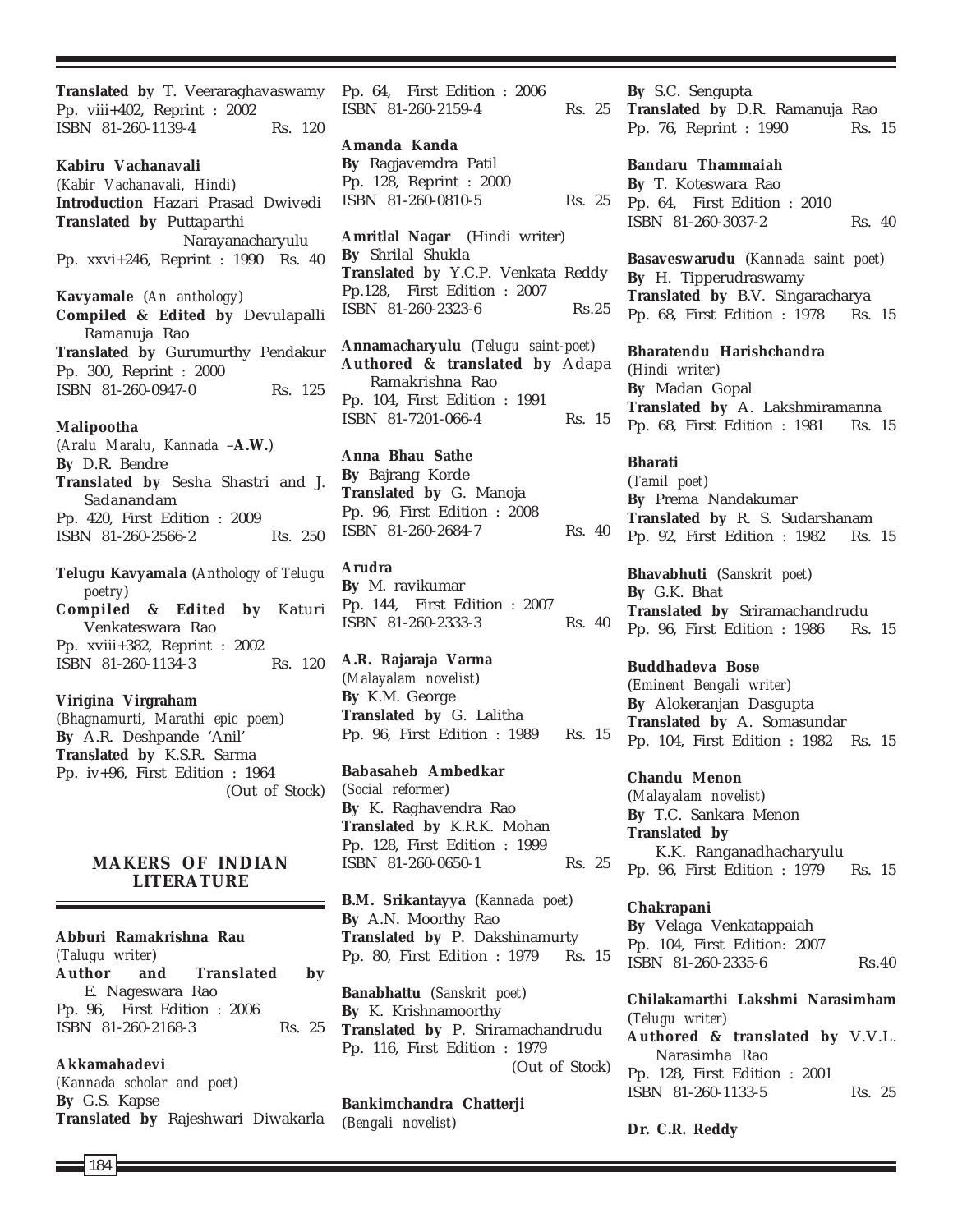**Translated by** T. Veeraraghavaswamy
Pp. viii+402, Reprint : 2002
ISBN 81-260-1139-4 Rs. 120

**Kabiru Vachanavali**
(*Kabir Vachanavali, Hindi*)
**Introduction** Hazari Prasad Dwivedi
**Translated by** Puttaparthi Narayanacharyulu
Pp. xxvi+246, Reprint : 1990 Rs. 40

**Kavyamale** (*An anthology*)
**Compiled & Edited by** Devulapalli Ramanuja Rao
**Translated by** Gurumurthy Pendakur
Pp. 300, Reprint : 2000
ISBN 81-260-0947-0 Rs. 125

**Malipootha**
(*Aralu Maralu, Kannada* –**A.W.**)
**By** D.R. Bendre
**Translated by** Sesha Shastri and J. Sadanandam
Pp. 420, First Edition : 2009
ISBN 81-260-2566-2 Rs. 250

**Telugu Kavyamala** (*Anthology of Telugu poetry*)
**Compiled & Edited by** Katuri Venkateswara Rao
Pp. xviii+382, Reprint : 2002
ISBN 81-260-1134-3 Rs. 120

**Virigina Virgraham**
(*Bhagnamurti, Marathi epic poem*)
**By** A.R. Deshpande 'Anil'
**Translated by** K.S.R. Sarma
Pp. iv+96, First Edition : 1964
(Out of Stock)

## MAKERS OF INDIAN LITERATURE

**Abburi Ramakrishna Rau**
(*Talugu writer*)
**Author and Translated by** E. Nageswara Rao
Pp. 96, First Edition : 2006
ISBN 81-260-2168-3 Rs. 25

**Akkamahadevi**
(*Kannada scholar and poet*)
**By** G.S. Kapse
**Translated by** Rajeshwari Diwakarla
Pp. 64, First Edition : 2006
ISBN 81-260-2159-4 Rs. 25

**Amanda Kanda**
**By** Ragjavemdra Patil
Pp. 128, Reprint : 2000
ISBN 81-260-0810-5 Rs. 25

**Amritlal Nagar** (Hindi writer)
**By** Shrilal Shukla
**Translated by** Y.C.P. Venkata Reddy
Pp.128, First Edition : 2007
ISBN 81-260-2323-6 Rs.25

**Annamacharyulu** (*Telugu saint-poet*)
**Authored & translated by** Adapa Ramakrishna Rao
Pp. 104, First Edition : 1991
ISBN 81-7201-066-4 Rs. 15

**Anna Bhau Sathe**
**By** Bajrang Korde
**Translated by** G. Manoja
Pp. 96, First Edition : 2008
ISBN 81-260-2684-7 Rs. 40

**Arudra**
**By** M. ravikumar
Pp. 144, First Edition : 2007
ISBN 81-260-2333-3 Rs. 40

**A.R. Rajaraja Varma**
(*Malayalam novelist*)
**By** K.M. George
**Translated by** G. Lalitha
Pp. 96, First Edition : 1989 Rs. 15

**Babasaheb Ambedkar**
(*Social reformer*)
**By** K. Raghavendra Rao
**Translated by** K.R.K. Mohan
Pp. 128, First Edition : 1999
ISBN 81-260-0650-1 Rs. 25

**B.M. Srikantayya** (*Kannada poet*)
**By** A.N. Moorthy Rao
**Translated by** P. Dakshinamurty
Pp. 80, First Edition : 1979 Rs. 15

**Banabhattu** (*Sanskrit poet*)
**By** K. Krishnamoorthy
**Translated by** P. Sriramachandrudu
Pp. 116, First Edition : 1979
(Out of Stock)

**Bankimchandra Chatterji**
(*Bengali novelist*)
**By** S.C. Sengupta
**Translated by** D.R. Ramanuja Rao
Pp. 76, Reprint : 1990 Rs. 15

**Bandaru Thammaiah**
**By** T. Koteswara Rao
Pp. 64, First Edition : 2010
ISBN 81-260-3037-2 Rs. 40

**Basaveswarudu** (*Kannada saint poet*)
**By** H. Tipperudraswamy
**Translated by** B.V. Singaracharya
Pp. 68, First Edition : 1978 Rs. 15

**Bharatendu Harishchandra**
(*Hindi writer*)
**By** Madan Gopal
**Translated by** A. Lakshmiramanna
Pp. 68, First Edition : 1981 Rs. 15

**Bharati**
(*Tamil poet*)
**By** Prema Nandakumar
**Translated by** R. S. Sudarshanam
Pp. 92, First Edition : 1982 Rs. 15

**Bhavabhuti** (*Sanskrit poet*)
**By** G.K. Bhat
**Translated by** Sriramachandrudu
Pp. 96, First Edition : 1986 Rs. 15

**Buddhadeva Bose**
(*Eminent Bengali writer*)
**By** Alokeranjan Dasgupta
**Translated by** A. Somasundar
Pp. 104, First Edition : 1982 Rs. 15

**Chandu Menon**
(*Malayalam novelist*)
**By** T.C. Sankara Menon
**Translated by** K.K. Ranganadhacharyulu
Pp. 96, First Edition : 1979 Rs. 15

**Chakrapani**
**By** Velaga Venkatappaiah
Pp. 104, First Edition: 2007
ISBN 81-260-2335-6 Rs.40

**Chilakamarthi Lakshmi Narasimham**
(*Telugu writer*)
**Authored & translated by** V.V.L. Narasimha Rao
Pp. 128, First Edition : 2001
ISBN 81-260-1133-5 Rs. 25

**Dr. C.R. Reddy**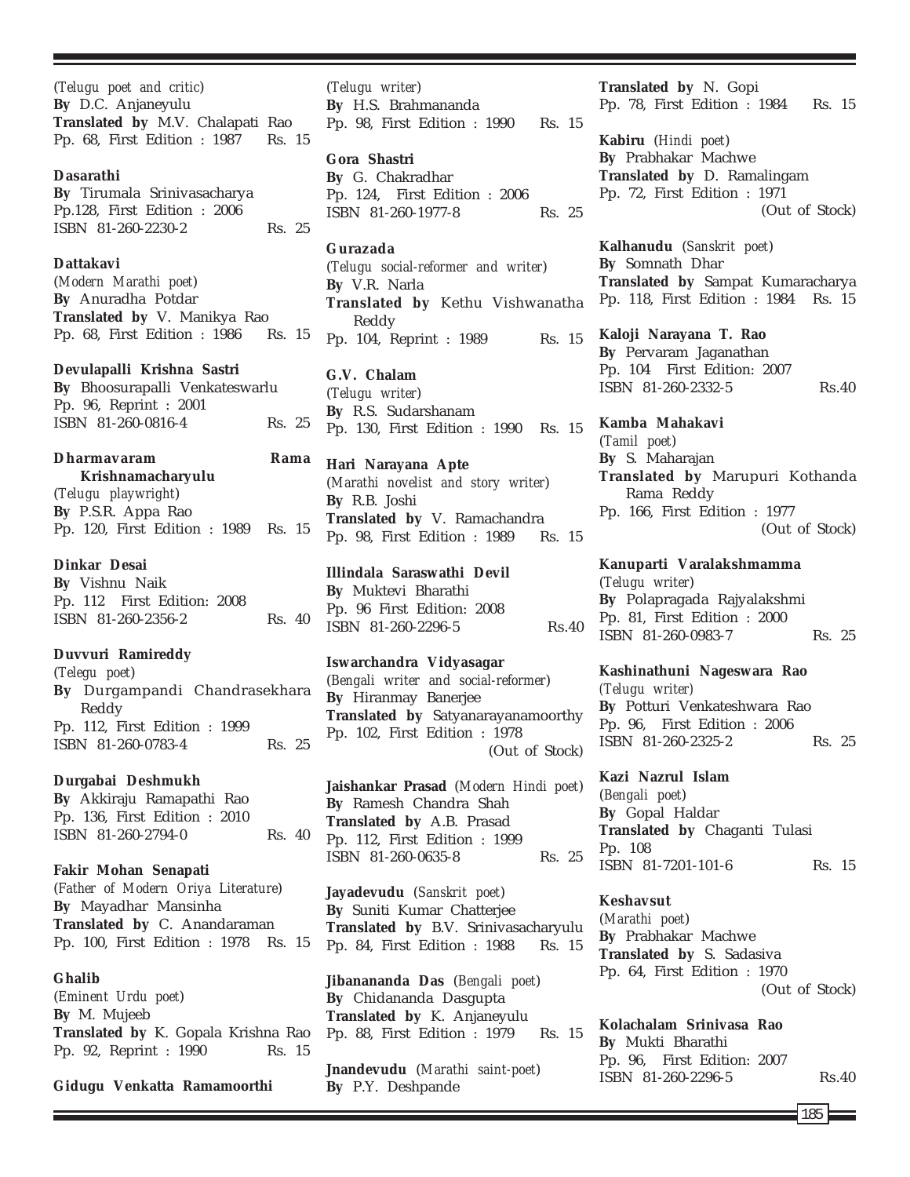(*Telugu poet and critic*)
**By** D.C. Anjaneyulu
**Translated by** M.V. Chalapati Rao
Pp. 68, First Edition : 1987 Rs. 15

**Dasarathi**
**By** Tirumala Srinivasacharya
Pp.128, First Edition : 2006
ISBN 81-260-2230-2 Rs. 25

**Dattakavi**
(*Modern Marathi poet*)
**By** Anuradha Potdar
**Translated by** V. Manikya Rao
Pp. 68, First Edition : 1986 Rs. 15

**Devulapalli Krishna Sastri**
**By** Bhoosurapalli Venkateswarlu
Pp. 96, Reprint : 2001
ISBN 81-260-0816-4 Rs. 25

**Dharmavaram Rama Krishnamacharyulu**
(*Telugu playwright*)
**By** P.S.R. Appa Rao
Pp. 120, First Edition : 1989 Rs. 15

**Dinkar Desai**
**By** Vishnu Naik
Pp. 112 First Edition: 2008
ISBN 81-260-2356-2 Rs. 40

**Duvvuri Ramireddy**
(*Telegu poet*)
**By** Durgampandi Chandrasekhara Reddy
Pp. 112, First Edition : 1999
ISBN 81-260-0783-4 Rs. 25

**Durgabai Deshmukh**
**By** Akkiraju Ramapathi Rao
Pp. 136, First Edition : 2010
ISBN 81-260-2794-0 Rs. 40

**Fakir Mohan Senapati**
(*Father of Modern Oriya Literature*)
**By** Mayadhar Mansinha
**Translated by** C. Anandaraman
Pp. 100, First Edition : 1978 Rs. 15

**Ghalib**
(*Eminent Urdu poet*)
**By** M. Mujeeb
**Translated by** K. Gopala Krishna Rao
Pp. 92, Reprint : 1990 Rs. 15

**Gidugu Venkatta Ramamoorthi**
(*Telugu writer*)
**By** H.S. Brahmananda
Pp. 98, First Edition : 1990 Rs. 15

**Gora Shastri**
**By** G. Chakradhar
Pp. 124, First Edition : 2006
ISBN 81-260-1977-8 Rs. 25

**Gurazada**
(*Telugu social-reformer and writer*)
**By** V.R. Narla
**Translated by** Kethu Vishwanatha Reddy
Pp. 104, Reprint : 1989 Rs. 15

**G.V. Chalam**
(*Telugu writer*)
**By** R.S. Sudarshanam
Pp. 130, First Edition : 1990 Rs. 15

**Hari Narayana Apte**
(*Marathi novelist and story writer*)
**By** R.B. Joshi
**Translated by** V. Ramachandra
Pp. 98, First Edition : 1989 Rs. 15

**Illindala Saraswathi Devil**
**By** Muktevi Bharathi
Pp. 96 First Edition: 2008
ISBN 81-260-2296-5 Rs.40

**Iswarchandra Vidyasagar**
(*Bengali writer and social-reformer*)
**By** Hiranmay Banerjee
**Translated by** Satyanarayanamoorthy
Pp. 102, First Edition : 1978
(Out of Stock)

**Jaishankar Prasad** (*Modern Hindi poet*)
**By** Ramesh Chandra Shah
**Translated by** A.B. Prasad
Pp. 112, First Edition : 1999
ISBN 81-260-0635-8 Rs. 25

**Jayadevudu** (*Sanskrit poet*)
**By** Suniti Kumar Chatterjee
**Translated by** B.V. Srinivasacharyulu
Pp. 84, First Edition : 1988 Rs. 15

**Jibanananda Das** (*Bengali poet*)
**By** Chidananda Dasgupta
**Translated by** K. Anjaneyulu
Pp. 88, First Edition : 1979 Rs. 15

**Jnandevudu** (*Marathi saint-poet*)
**By** P.Y. Deshpande
**Translated by** N. Gopi
Pp. 78, First Edition : 1984 Rs. 15

**Kabiru** (*Hindi poet*)
**By** Prabhakar Machwe
**Translated by** D. Ramalingam
Pp. 72, First Edition : 1971
(Out of Stock)

**Kalhanudu** (*Sanskrit poet*)
**By** Somnath Dhar
**Translated by** Sampat Kumaracharya
Pp. 118, First Edition : 1984 Rs. 15

**Kaloji Narayana T. Rao**
**By** Pervaram Jaganathan
Pp. 104 First Edition: 2007
ISBN 81-260-2332-5 Rs.40

**Kamba Mahakavi**
(*Tamil poet*)
**By** S. Maharajan
**Translated by** Marupuri Kothanda Rama Reddy
Pp. 166, First Edition : 1977
(Out of Stock)

**Kanuparti Varalakshmamma**
(*Telugu writer*)
**By** Polapragada Rajyalakshmi
Pp. 81, First Edition : 2000
ISBN 81-260-0983-7 Rs. 25

**Kashinathuni Nageswara Rao**
(*Telugu writer*)
**By** Potturi Venkateshwara Rao
Pp. 96, First Edition : 2006
ISBN 81-260-2325-2 Rs. 25

**Kazi Nazrul Islam**
(*Bengali poet*)
**By** Gopal Haldar
**Translated by** Chaganti Tulasi
Pp. 108
ISBN 81-7201-101-6 Rs. 15

**Keshavsut**
(*Marathi poet*)
**By** Prabhakar Machwe
**Translated by** S. Sadasiva
Pp. 64, First Edition : 1970
(Out of Stock)

**Kolachalam Srinivasa Rao**
**By** Mukti Bharathi
Pp. 96, First Edition: 2007
ISBN 81-260-2296-5 Rs.40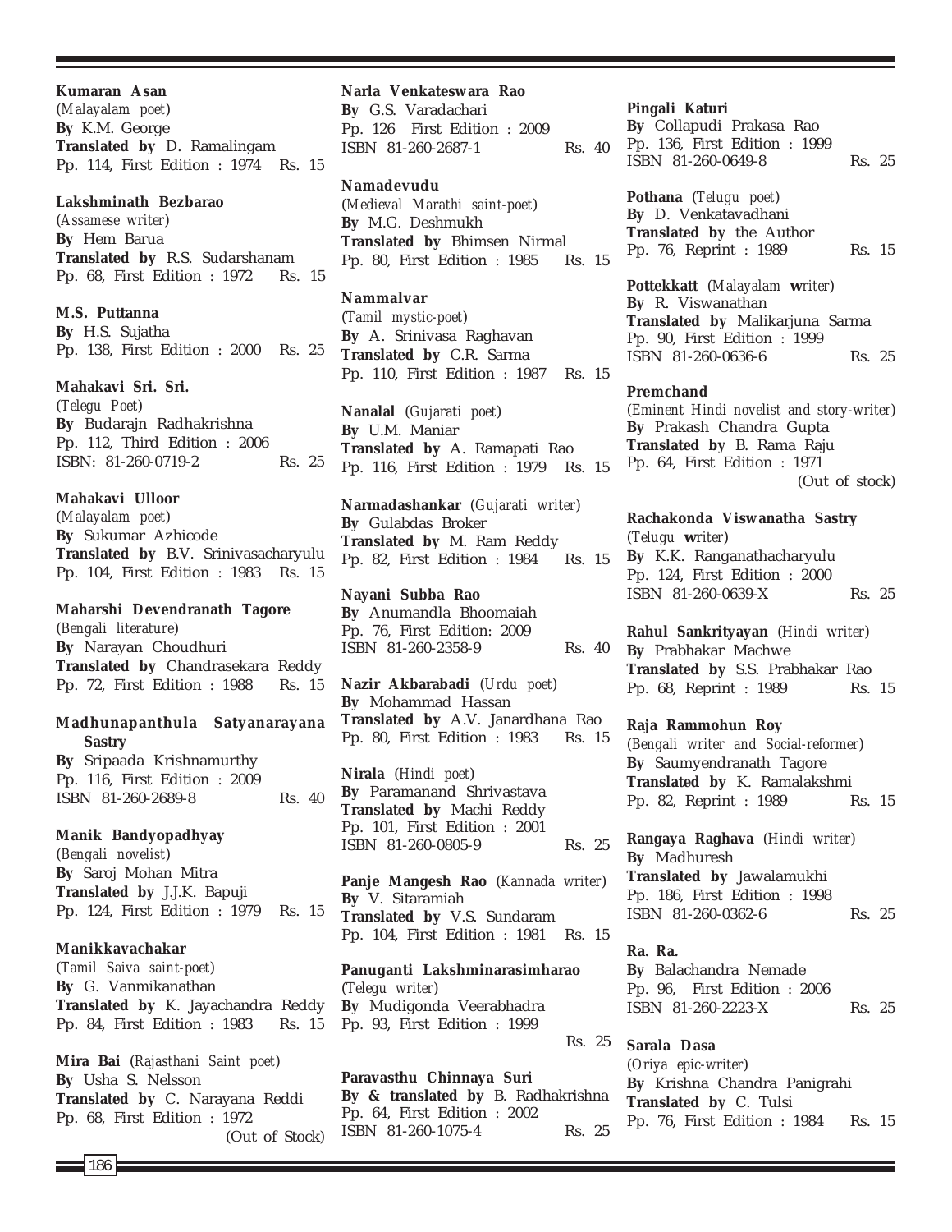**Kumaran Asan**
(*Malayalam poet*)
**By** K.M. George
**Translated by** D. Ramalingam
Pp. 114, First Edition : 1974 Rs. 15

**Lakshminath Bezbarao**
(*Assamese writer*)
**By** Hem Barua
**Translated by** R.S. Sudarshanam
Pp. 68, First Edition : 1972 Rs. 15

**M.S. Puttanna**
**By** H.S. Sujatha
Pp. 138, First Edition : 2000 Rs. 25

**Mahakavi Sri. Sri.**
(*Telegu Poet*)
**By** Budarajn Radhakrishna
Pp. 112, Third Edition : 2006
ISBN: 81-260-0719-2 Rs. 25

**Mahakavi Ulloor**
(*Malayalam poet*)
**By** Sukumar Azhicode
**Translated by** B.V. Srinivasacharyulu
Pp. 104, First Edition : 1983 Rs. 15

**Maharshi Devendranath Tagore**
(*Bengali literature*)
**By** Narayan Choudhuri
**Translated by** Chandrasekara Reddy
Pp. 72, First Edition : 1988 Rs. 15

**Madhunapanthula Satyanarayana Sastry**
**By** Sripaada Krishnamurthy
Pp. 116, First Edition : 2009
ISBN 81-260-2689-8 Rs. 40

**Manik Bandyopadhyay**
(*Bengali novelist*)
**By** Saroj Mohan Mitra
**Translated by** J.J.K. Bapuji
Pp. 124, First Edition : 1979 Rs. 15

**Manikkavachakar**
(*Tamil Saiva saint-poet*)
**By** G. Vanmikanathan
**Translated by** K. Jayachandra Reddy
Pp. 84, First Edition : 1983 Rs. 15

**Mira Bai** (*Rajasthani Saint poet*)
**By** Usha S. Nelsson
**Translated by** C. Narayana Reddi
Pp. 68, First Edition : 1972
(Out of Stock)

**Narla Venkateswara Rao**
**By** G.S. Varadachari
Pp. 126 First Edition : 2009
ISBN 81-260-2687-1 Rs. 40

**Namadevudu**
(*Medieval Marathi saint-poet*)
**By** M.G. Deshmukh
**Translated by** Bhimsen Nirmal
Pp. 80, First Edition : 1985 Rs. 15

**Nammalvar**
(*Tamil mystic-poet*)
**By** A. Srinivasa Raghavan
**Translated by** C.R. Sarma
Pp. 110, First Edition : 1987 Rs. 15

**Nanalal** (*Gujarati poet*)
**By** U.M. Maniar
**Translated by** A. Ramapati Rao
Pp. 116, First Edition : 1979 Rs. 15

**Narmadashankar** (*Gujarati writer*)
**By** Gulabdas Broker
**Translated by** M. Ram Reddy
Pp. 82, First Edition : 1984 Rs. 15

**Nayani Subba Rao**
**By** Anumandla Bhoomaiah
Pp. 76, First Edition: 2009
ISBN 81-260-2358-9 Rs. 40

**Nazir Akbarabadi** (*Urdu poet*)
**By** Mohammad Hassan
**Translated by** A.V. Janardhana Rao
Pp. 80, First Edition : 1983 Rs. 15

**Nirala** (*Hindi poet*)
**By** Paramanand Shrivastava
**Translated by** Machi Reddy
Pp. 101, First Edition : 2001
ISBN 81-260-0805-9 Rs. 25

**Panje Mangesh Rao** (*Kannada writer*)
**By** V. Sitaramiah
**Translated by** V.S. Sundaram
Pp. 104, First Edition : 1981 Rs. 15

**Panuganti Lakshminarasimharao**
(*Telegu writer*)
**By** Mudigonda Veerabhadra
Pp. 93, First Edition : 1999
Rs. 25

**Paravasthu Chinnaya Suri**
**By & translated by** B. Radhakrishna
Pp. 64, First Edition : 2002
ISBN 81-260-1075-4 Rs. 25

**Pingali Katuri**
**By** Collapudi Prakasa Rao
Pp. 136, First Edition : 1999
ISBN 81-260-0649-8 Rs. 25

**Pothana** (*Telugu poet*)
**By** D. Venkatavadhani
**Translated by** the Author
Pp. 76, Reprint : 1989 Rs. 15

**Pottekkatt** (*Malayalam writer*)
**By** R. Viswanathan
**Translated by** Malikarjuna Sarma
Pp. 90, First Edition : 1999
ISBN 81-260-0636-6 Rs. 25

**Premchand**
(*Eminent Hindi novelist and story-writer*)
**By** Prakash Chandra Gupta
**Translated by** B. Rama Raju
Pp. 64, First Edition : 1971
(Out of stock)

**Rachakonda Viswanatha Sastry**
(*Telugu writer*)
**By** K.K. Ranganathacharyulu
Pp. 124, First Edition : 2000
ISBN 81-260-0639-X Rs. 25

**Rahul Sankrityayan** (*Hindi writer*)
**By** Prabhakar Machwe
**Translated by** S.S. Prabhakar Rao
Pp. 68, Reprint : 1989 Rs. 15

**Raja Rammohun Roy**
(*Bengali writer and Social-reformer*)
**By** Saumyendranath Tagore
**Translated by** K. Ramalakshmi
Pp. 82, Reprint : 1989 Rs. 15

**Rangaya Raghava** (*Hindi writer*)
**By** Madhuresh
**Translated by** Jawalamukhi
Pp. 186, First Edition : 1998
ISBN 81-260-0362-6 Rs. 25

**Ra. Ra.**
**By** Balachandra Nemade
Pp. 96, First Edition : 2006
ISBN 81-260-2223-X Rs. 25

**Sarala Dasa**
(*Oriya epic-writer*)
**By** Krishna Chandra Panigrahi
**Translated by** C. Tulsi
Pp. 76, First Edition : 1984 Rs. 15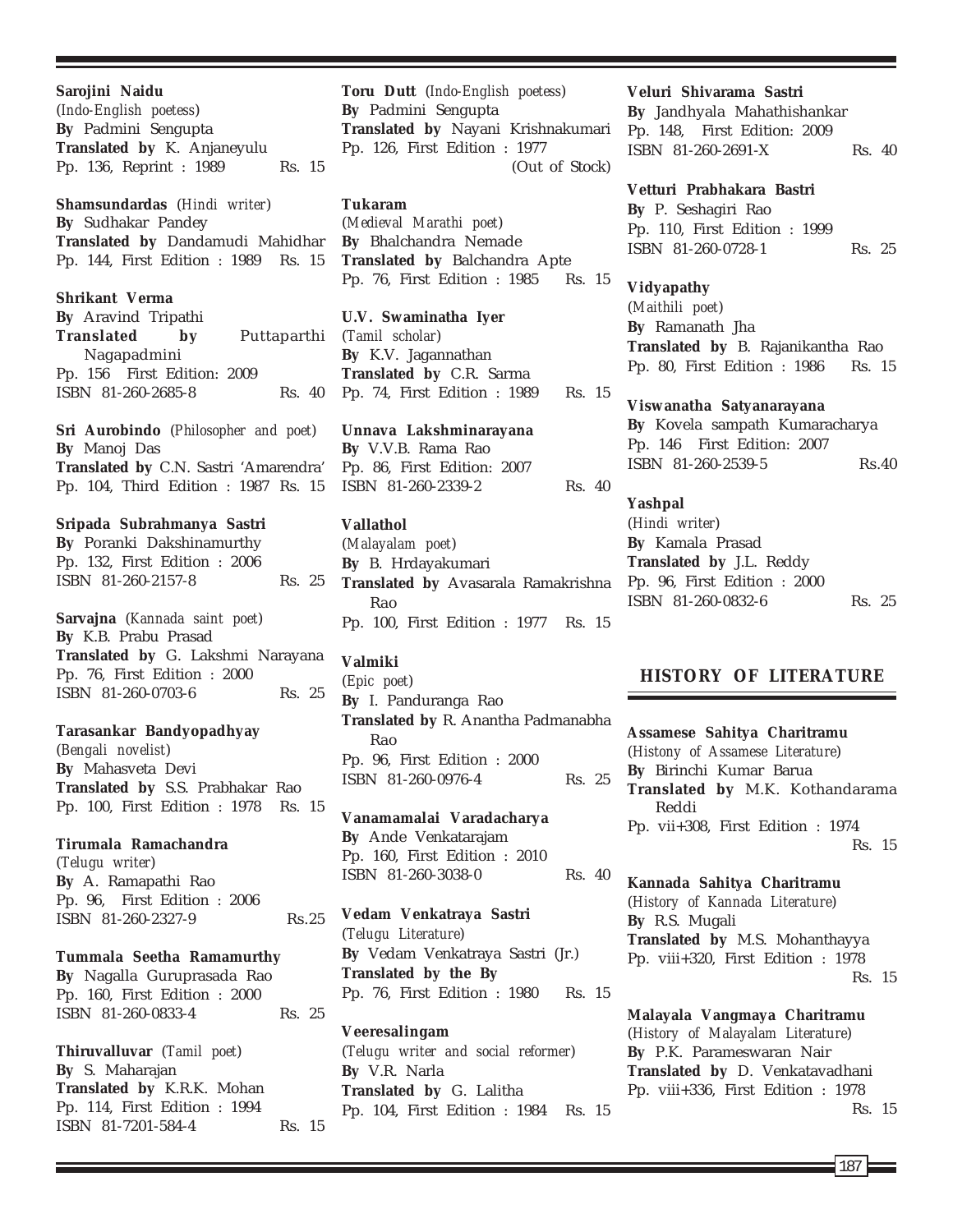**Sarojini Naidu**
(*Indo-English poetess*)
**By** Padmini Sengupta
**Translated by** K. Anjaneyulu
Pp. 136, Reprint : 1989 Rs. 15

**Shamsundardas** (*Hindi writer*)
**By** Sudhakar Pandey
**Translated by** Dandamudi Mahidhar
Pp. 144, First Edition : 1989 Rs. 15

**Shrikant Verma**
**By** Aravind Tripathi
**Translated by** Puttaparthi Nagapadmini
Pp. 156 First Edition: 2009
ISBN 81-260-2685-8 Rs. 40

**Sri Aurobindo** (*Philosopher and poet*)
**By** Manoj Das
**Translated by** C.N. Sastri 'Amarendra'
Pp. 104, Third Edition : 1987 Rs. 15

**Sripada Subrahmanya Sastri**
**By** Poranki Dakshinamurthy
Pp. 132, First Edition : 2006
ISBN 81-260-2157-8 Rs. 25

**Sarvajna** (*Kannada saint poet*)
**By** K.B. Prabu Prasad
**Translated by** G. Lakshmi Narayana
Pp. 76, First Edition : 2000
ISBN 81-260-0703-6 Rs. 25

**Tarasankar Bandyopadhyay**
(*Bengali novelist*)
**By** Mahasveta Devi
**Translated by** S.S. Prabhakar Rao
Pp. 100, First Edition : 1978 Rs. 15

**Tirumala Ramachandra**
(*Telugu writer*)
**By** A. Ramapathi Rao
Pp. 96, First Edition : 2006
ISBN 81-260-2327-9 Rs.25

**Tummala Seetha Ramamurthy**
**By** Nagalla Guruprasada Rao
Pp. 160, First Edition : 2000
ISBN 81-260-0833-4 Rs. 25

**Thiruvalluvar** (*Tamil poet*)
**By** S. Maharajan
**Translated by** K.R.K. Mohan
Pp. 114, First Edition : 1994
ISBN 81-7201-584-4 Rs. 15

**Toru Dutt** (*Indo-English poetess*)
**By** Padmini Sengupta
**Translated by** Nayani Krishnakumari
Pp. 126, First Edition : 1977
(Out of Stock)

**Tukaram**
(*Medieval Marathi poet*)
**By** Bhalchandra Nemade
**Translated by** Balchandra Apte
Pp. 76, First Edition : 1985 Rs. 15

**U.V. Swaminatha Iyer**
(*Tamil scholar*)
**By** K.V. Jagannathan
**Translated by** C.R. Sarma
Pp. 74, First Edition : 1989 Rs. 15

**Unnava Lakshminarayana**
**By** V.V.B. Rama Rao
Pp. 86, First Edition: 2007
ISBN 81-260-2339-2 Rs. 40

**Vallathol**
(*Malayalam poet*)
**By** B. Hrdayakumari
**Translated by** Avasarala Ramakrishna Rao
Pp. 100, First Edition : 1977 Rs. 15

**Valmiki**
(*Epic poet*)
**By** I. Panduranga Rao
**Translated by** R. Anantha Padmanabha Rao
Pp. 96, First Edition : 2000
ISBN 81-260-0976-4 Rs. 25

**Vanamamalai Varadacharya**
**By** Ande Venkatarajam
Pp. 160, First Edition : 2010
ISBN 81-260-3038-0 Rs. 40

**Vedam Venkatraya Sastri**
(*Telugu Literature*)
**By** Vedam Venkatraya Sastri (Jr.)
**Translated by the By**
Pp. 76, First Edition : 1980 Rs. 15

**Veeresalingam**
(*Telugu writer and social reformer*)
**By** V.R. Narla
**Translated by** G. Lalitha
Pp. 104, First Edition : 1984 Rs. 15

**Veluri Shivarama Sastri**
**By** Jandhyala Mahathishankar
Pp. 148, First Edition: 2009
ISBN 81-260-2691-X Rs. 40

**Vetturi Prabhakara Bastri**
**By** P. Seshagiri Rao
Pp. 110, First Edition : 1999
ISBN 81-260-0728-1 Rs. 25

**Vidyapathy**
(*Maithili poet*)
**By** Ramanath Jha
**Translated by** B. Rajanikantha Rao
Pp. 80, First Edition : 1986 Rs. 15

**Viswanatha Satyanarayana**
**By** Kovela sampath Kumaracharya
Pp. 146 First Edition: 2007
ISBN 81-260-2539-5 Rs.40

**Yashpal**
(*Hindi writer*)
**By** Kamala Prasad
**Translated by** J.L. Reddy
Pp. 96, First Edition : 2000
ISBN 81-260-0832-6 Rs. 25

## HISTORY OF LITERATURE

**Assamese Sahitya Charitramu**
(*Histony of Assamese Literature*)
**By** Birinchi Kumar Barua
**Translated by** M.K. Kothandarama Reddi
Pp. vii+308, First Edition : 1974
Rs. 15

**Kannada Sahitya Charitramu**
(*History of Kannada Literature*)
**By** R.S. Mugali
**Translated by** M.S. Mohanthayya
Pp. viii+320, First Edition : 1978
Rs. 15

**Malayala Vangmaya Charitramu**
(*History of Malayalam Literature*)
**By** P.K. Parameswaran Nair
**Translated by** D. Venkatavadhani
Pp. viii+336, First Edition : 1978
Rs. 15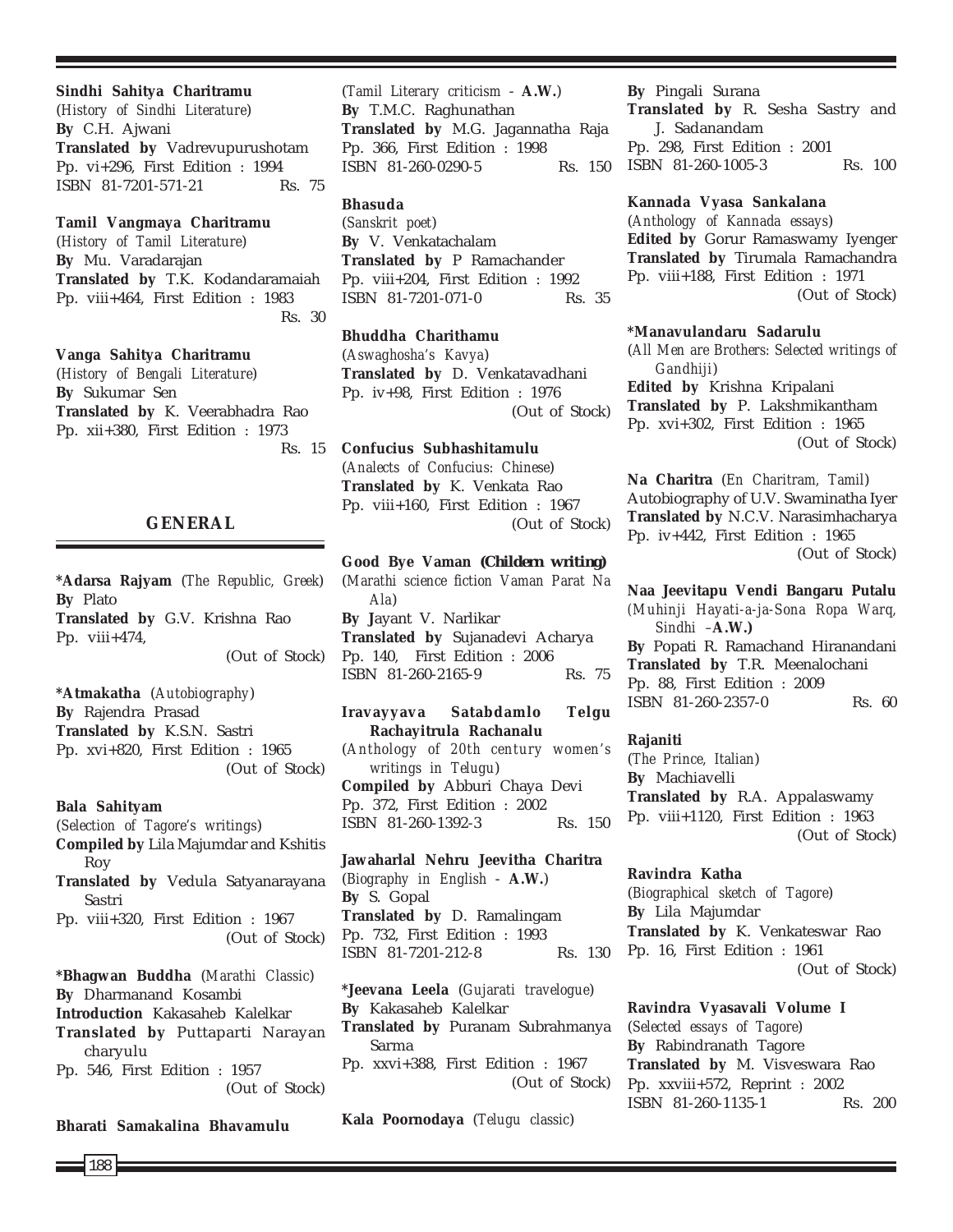**Sindhi Sahitya Charitramu**
(*History of Sindhi Literature*)
**By** C.H. Ajwani
**Translated by** Vadrevupurushotam
Pp. vi+296, First Edition : 1994
ISBN 81-7201-571-21 Rs. 75

**Tamil Vangmaya Charitramu**
(*History of Tamil Literature*)
**By** Mu. Varadarajan
**Translated by** T.K. Kodandaramaiah
Pp. viii+464, First Edition : 1983
Rs. 30

**Vanga Sahitya Charitramu**
(*History of Bengali Literature*)
**By** Sukumar Sen
**Translated by** K. Veerabhadra Rao
Pp. xii+380, First Edition : 1973
Rs. 15

## GENERAL

**\*Adarsa Rajyam** (*The Republic, Greek*)
**By** Plato
**Translated by** G.V. Krishna Rao
Pp. viii+474,
(Out of Stock)

**\*Atmakatha** (*Autobiography*)
**By** Rajendra Prasad
**Translated by** K.S.N. Sastri
Pp. xvi+820, First Edition : 1965
(Out of Stock)

**Bala Sahityam**
(*Selection of Tagore's writings*)
**Compiled by** Lila Majumdar and Kshitis Roy
**Translated by** Vedula Satyanarayana Sastri
Pp. viii+320, First Edition : 1967
(Out of Stock)

**\*Bhagwan Buddha** (*Marathi Classic*)
**By** Dharmanand Kosambi
**Introduction** Kakasaheb Kalelkar
**Translated by** Puttaparti Narayan charyulu
Pp. 546, First Edition : 1957
(Out of Stock)

**Bharati Samakalina Bhavamulu**
(*Tamil Literary criticism* - **A.W.**)
**By** T.M.C. Raghunathan
**Translated by** M.G. Jagannatha Raja
Pp. 366, First Edition : 1998
ISBN 81-260-0290-5 Rs. 150

**Bhasuda**
(*Sanskrit poet*)
**By** V. Venkatachalam
**Translated by** P Ramachander
Pp. viii+204, First Edition : 1992
ISBN 81-7201-071-0 Rs. 35

**Bhuddha Charithamu**
(*Aswaghosha's Kavya*)
**Translated by** D. Venkatavadhani
Pp. iv+98, First Edition : 1976
(Out of Stock)

**Confucius Subhashitamulu**
(*Analects of Confucius: Chinese*)
**Translated by** K. Venkata Rao
Pp. viii+160, First Edition : 1967
(Out of Stock)

**Good Bye Vaman (Childern writing)**
(*Marathi science fiction Vaman Parat Na Ala*)
**By** Jayant V. Narlikar
**Translated by** Sujanadevi Acharya
Pp. 140, First Edition : 2006
ISBN 81-260-2165-9 Rs. 75

**Iravayyava Satabdamlo Telgu Rachayitrula Rachanalu**
(*Anthology of 20th century women's writings in Telugu*)
**Compiled by** Abburi Chaya Devi
Pp. 372, First Edition : 2002
ISBN 81-260-1392-3 Rs. 150

**Jawaharlal Nehru Jeevitha Charitra**
(*Biography in English* - **A.W.**)
**By** S. Gopal
**Translated by** D. Ramalingam
Pp. 732, First Edition : 1993
ISBN 81-7201-212-8 Rs. 130

**\*Jeevana Leela** (*Gujarati travelogue*)
**By** Kakasaheb Kalelkar
**Translated by** Puranam Subrahmanya Sarma
Pp. xxvi+388, First Edition : 1967
(Out of Stock)

**Kala Poornodaya** (*Telugu classic*)
**By** Pingali Surana
**Translated by** R. Sesha Sastry and J. Sadanandam
Pp. 298, First Edition : 2001
ISBN 81-260-1005-3 Rs. 100

**Kannada Vyasa Sankalana**
(*Anthology of Kannada essays*)
**Edited by** Gorur Ramaswamy Iyenger
**Translated by** Tirumala Ramachandra
Pp. viii+188, First Edition : 1971
(Out of Stock)

**\*Manavulandaru Sadarulu**
(*All Men are Brothers: Selected writings of Gandhiji*)
**Edited by** Krishna Kripalani
**Translated by** P. Lakshmikantham
Pp. xvi+302, First Edition : 1965
(Out of Stock)

**Na Charitra** (*En Charitram, Tamil*)
Autobiography of U.V. Swaminatha Iyer
**Translated by** N.C.V. Narasimhacharya
Pp. iv+442, First Edition : 1965
(Out of Stock)

**Naa Jeevitapu Vendi Bangaru Putalu**
(*Muhinji Hayati-a-ja-Sona Ropa Warq, Sindhi* –**A.W.**)
**By** Popati R. Ramachand Hiranandani
**Translated by** T.R. Meenalochani
Pp. 88, First Edition : 2009
ISBN 81-260-2357-0 Rs. 60

**Rajaniti**
(*The Prince, Italian*)
**By** Machiavelli
**Translated by** R.A. Appalaswamy
Pp. viii+1120, First Edition : 1963
(Out of Stock)

**Ravindra Katha**
(*Biographical sketch of Tagore*)
**By** Lila Majumdar
**Translated by** K. Venkateswar Rao
Pp. 16, First Edition : 1961
(Out of Stock)

**Ravindra Vyasavali Volume I**
(*Selected essays of Tagore*)
**By** Rabindranath Tagore
**Translated by** M. Visveswara Rao
Pp. xxviii+572, Reprint : 2002
ISBN 81-260-1135-1 Rs. 200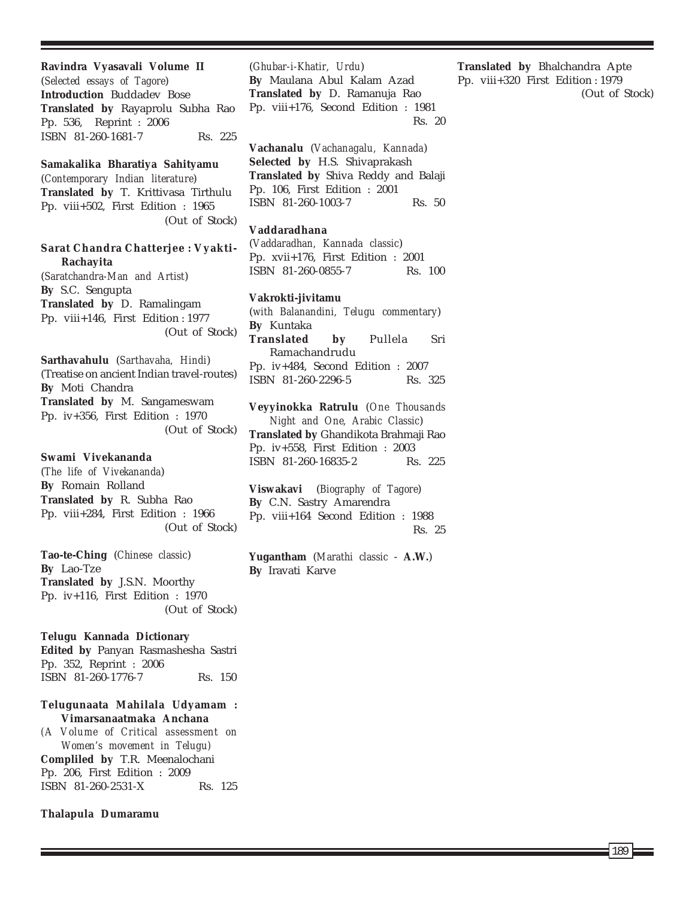**Ravindra Vyasavali Volume II**
(*Selected essays of Tagore*)
**Introduction** Buddadev Bose
**Translated by** Rayaprolu Subha Rao
Pp. 536, Reprint : 2006
ISBN 81-260-1681-7 Rs. 225

**Samakalika Bharatiya Sahityamu**
(*Contemporary Indian literature*)
**Translated by** T. Krittivasa Tirthulu
Pp. viii+502, First Edition : 1965
(Out of Stock)

**Sarat Chandra Chatterjee : Vyakti-Rachayita**
(*Saratchandra-Man and Artist*)
**By** S.C. Sengupta
**Translated by** D. Ramalingam
Pp. viii+146, First Edition : 1977
(Out of Stock)

**Sarthavahulu** (*Sarthavaha, Hindi*)
(Treatise on ancient Indian travel-routes)
**By** Moti Chandra
**Translated by** M. Sangameswam
Pp. iv+356, First Edition : 1970
(Out of Stock)

**Swami Vivekananda**
(*The life of Vivekananda*)
**By** Romain Rolland
**Translated by** R. Subha Rao
Pp. viii+284, First Edition : 1966
(Out of Stock)

**Tao-te-Ching** (*Chinese classic*)
**By** Lao-Tze
**Translated by** J.S.N. Moorthy
Pp. iv+116, First Edition : 1970
(Out of Stock)

**Telugu Kannada Dictionary**
**Edited by** Panyan Rasmashesha Sastri
Pp. 352, Reprint : 2006
ISBN 81-260-1776-7 Rs. 150

**Telugunaata Mahilala Udyamam : Vimarsanaatmaka Anchana**
(*A Volume of Critical assessment on Women's movement in Telugu*)
**Compliled by** T.R. Meenalochani
Pp. 206, First Edition : 2009
ISBN 81-260-2531-X Rs. 125

**Thalapula Dumaramu**
(*Ghubar-i-Khatir, Urdu*)
**By** Maulana Abul Kalam Azad
**Translated by** D. Ramanuja Rao
Pp. viii+176, Second Edition : 1981
Rs. 20

**Vachanalu** (*Vachanagalu, Kannada*)
**Selected by** H.S. Shivaprakash
**Translated by** Shiva Reddy and Balaji
Pp. 106, First Edition : 2001
ISBN 81-260-1003-7 Rs. 50

**Vaddaradhana**
(*Vaddaradhan, Kannada classic*)
Pp. xvii+176, First Edition : 2001
ISBN 81-260-0855-7 Rs. 100

**Vakrokti-jivitamu**
(*with Balanandini, Telugu commentary*)
**By** Kuntaka
**Translated by** Pullela Sri Ramachandrudu
Pp. iv+484, Second Edition : 2007
ISBN 81-260-2296-5 Rs. 325

**Veyyinokka Ratrulu** (*One Thousands Night and One, Arabic Classic*)
**Translated by** Ghandikota Brahmaji Rao
Pp. iv+558, First Edition : 2003
ISBN 81-260-16835-2 Rs. 225

**Viswakavi** (*Biography of Tagore*)
**By** C.N. Sastry Amarendra
Pp. viii+164 Second Edition : 1988
Rs. 25

**Yugantham** (*Marathi classic -* **A.W.**)
**By** Iravati Karve
**Translated by** Bhalchandra Apte
Pp. viii+320 First Edition : 1979
(Out of Stock)